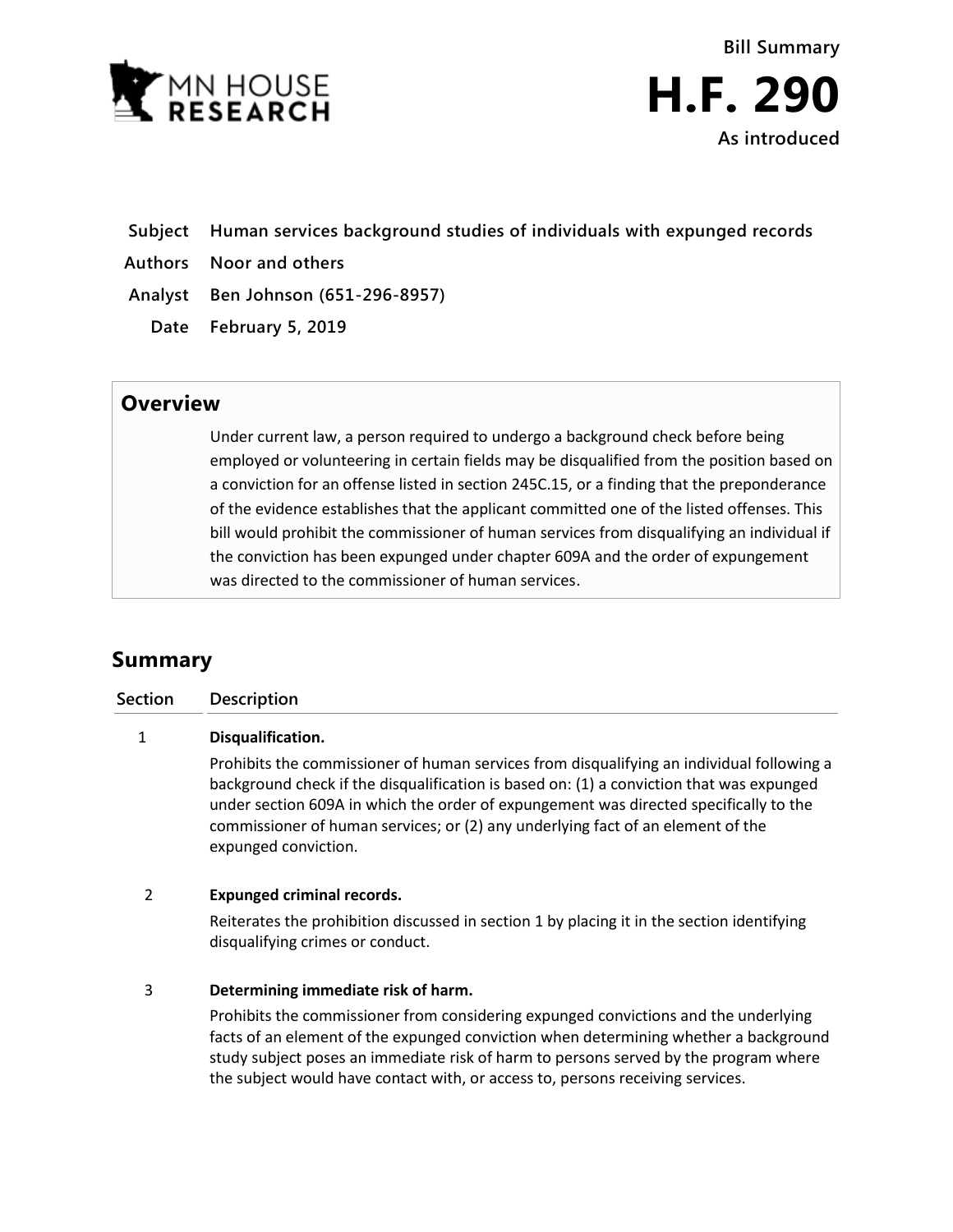MN HOUSE RESEARCH

Bill Summary

# H.F. 290

As introduced

| | |
|---|---|
| **Subject** | **Human services background studies of individuals with expunged records** |
| **Authors** | **Noor and others** |
| **Analyst** | **Ben Johnson (651-296-8957)** |
| **Date** | **February 5, 2019** |

## Overview

Under current law, a person required to undergo a background check before being employed or volunteering in certain fields may be disqualified from the position based on a conviction for an offense listed in section 245C.15, or a finding that the preponderance of the evidence establishes that the applicant committed one of the listed offenses. This bill would prohibit the commissioner of human services from disqualifying an individual if the conviction has been expunged under chapter 609A and the order of expungement was directed to the commissioner of human services.

## Summary

| Section | Description |
|---|---|
| 1 | **Disqualification.**<br>Prohibits the commissioner of human services from disqualifying an individual following a background check if the disqualification is based on: (1) a conviction that was expunged under section 609A in which the order of expungement was directed specifically to the commissioner of human services; or (2) any underlying fact of an element of the expunged conviction. |
| 2 | **Expunged criminal records.**<br>Reiterates the prohibition discussed in section 1 by placing it in the section identifying disqualifying crimes or conduct. |
| 3 | **Determining immediate risk of harm.**<br>Prohibits the commissioner from considering expunged convictions and the underlying facts of an element of the expunged conviction when determining whether a background study subject poses an immediate risk of harm to persons served by the program where the subject would have contact with, or access to, persons receiving services. |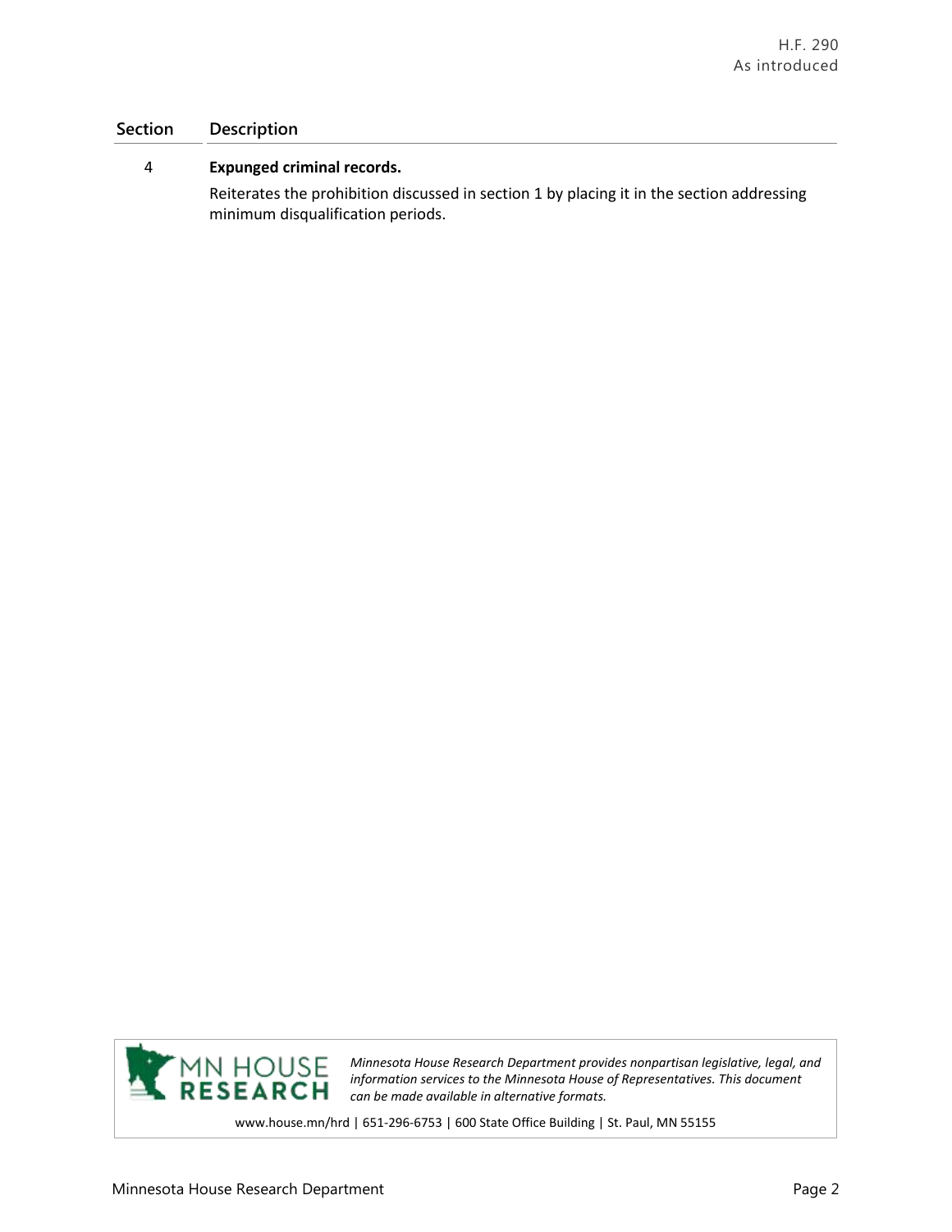| Section | Description |
|---|---|
| 4 | **Expunged criminal records.**<br>Reiterates the prohibition discussed in section 1 by placing it in the section addressing minimum disqualification periods. |

MN HOUSE RESEARCH

*Minnesota House Research Department provides nonpartisan legislative, legal, and information services to the Minnesota House of Representatives. This document can be made available in alternative formats.*

www.house.mn/hrd | 651-296-6753 | 600 State Office Building | St. Paul, MN 55155